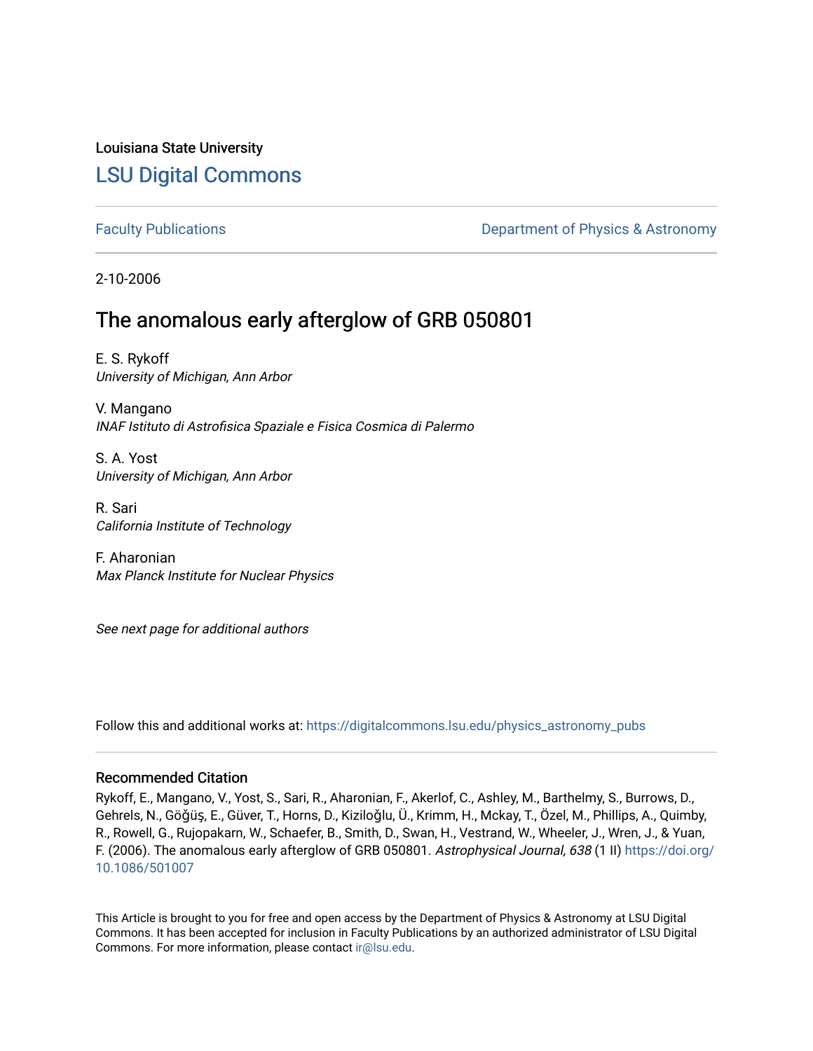Louisiana State University

# LSU Digital Commons

Faculty Publications | Department of Physics & Astronomy

2-10-2006

## The anomalous early afterglow of GRB 050801

E. S. Rykoff
*University of Michigan, Ann Arbor*

V. Mangano
*INAF Istituto di Astrofisica Spaziale e Fisica Cosmica di Palermo*

S. A. Yost
*University of Michigan, Ann Arbor*

R. Sari
*California Institute of Technology*

F. Aharonian
*Max Planck Institute for Nuclear Physics*

*See next page for additional authors*

Follow this and additional works at: https://digitalcommons.lsu.edu/physics_astronomy_pubs

### Recommended Citation

Rykoff, E., Mangano, V., Yost, S., Sari, R., Aharonian, F., Akerlof, C., Ashley, M., Barthelmy, S., Burrows, D., Gehrels, N., Göğüş, E., Güver, T., Horns, D., Kiziloğlu, Ü., Krimm, H., Mckay, T., Özel, M., Phillips, A., Quimby, R., Rowell, G., Rujopakarn, W., Schaefer, B., Smith, D., Swan, H., Vestrand, W., Wheeler, J., Wren, J., & Yuan, F. (2006). The anomalous early afterglow of GRB 050801. *Astrophysical Journal, 638* (1 II) https://doi.org/10.1086/501007

This Article is brought to you for free and open access by the Department of Physics & Astronomy at LSU Digital Commons. It has been accepted for inclusion in Faculty Publications by an authorized administrator of LSU Digital Commons. For more information, please contact ir@lsu.edu.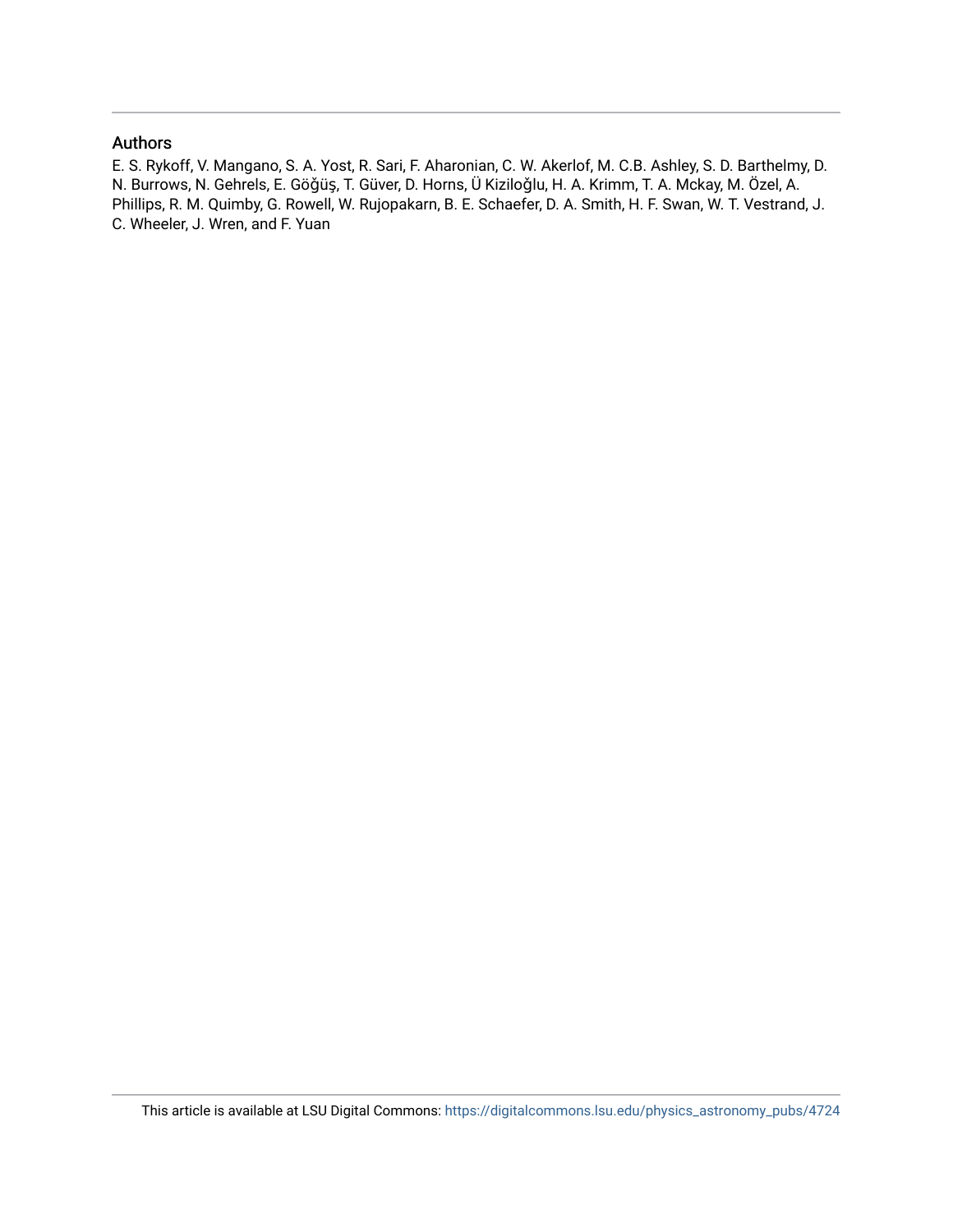## Authors

E. S. Rykoff, V. Mangano, S. A. Yost, R. Sari, F. Aharonian, C. W. Akerlof, M. C.B. Ashley, S. D. Barthelmy, D. N. Burrows, N. Gehrels, E. Göğüş, T. Güver, D. Horns, Ü Kiziloğlu, H. A. Krimm, T. A. Mckay, M. Özel, A. Phillips, R. M. Quimby, G. Rowell, W. Rujopakarn, B. E. Schaefer, D. A. Smith, H. F. Swan, W. T. Vestrand, J. C. Wheeler, J. Wren, and F. Yuan

This article is available at LSU Digital Commons: https://digitalcommons.lsu.edu/physics_astronomy_pubs/4724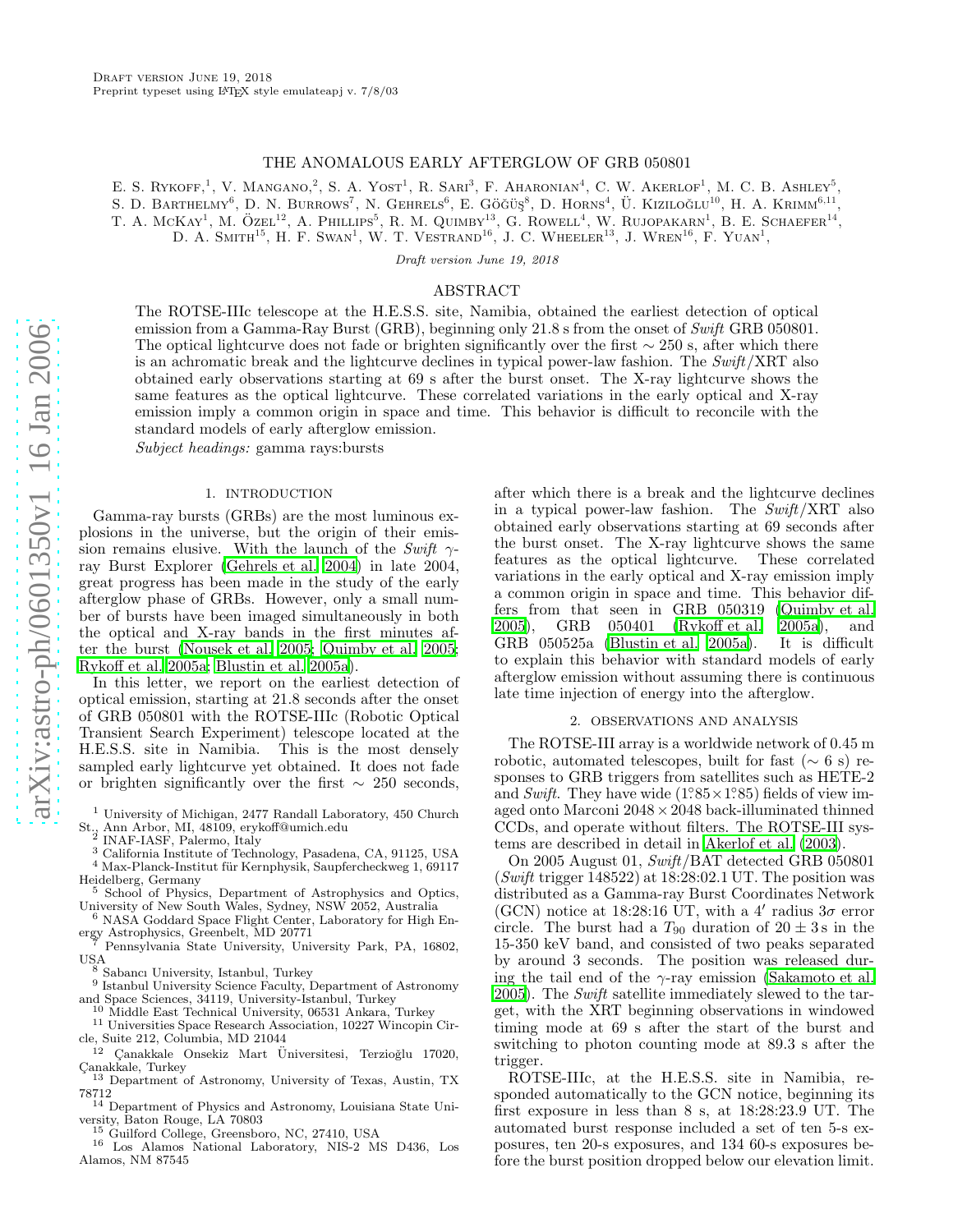# THE ANOMALOUS EARLY AFTERGLOW OF GRB 050801

E. S. Rykoff,[1], V. Mangano,[2], S. A. Yost[1], R. Sari[3], F. Aharonian[4], C. W. Akerlof[1], M. C. B. Ashley[5], S. D. Barthelmy[6], D. N. Burrows[7], N. Gehrels[6], E. Göğüş[8], D. Horns[4], Ü. Kiziloğlu[10], H. A. Krimm[6,11], T. A. McKay[1], M. Özel[12], A. Phillips[5], R. M. Quimby[13], G. Rowell[4], W. Rujopakarn[1], B. E. Schaefer[14], D. A. Smith[15], H. F. Swan[1], W. T. Vestrand[16], J. C. Wheeler[13], J. Wren[16], F. Yuan[1],

*Draft version June 19, 2018*

## ABSTRACT

The ROTSE-IIIc telescope at the H.E.S.S. site, Namibia, obtained the earliest detection of optical emission from a Gamma-Ray Burst (GRB), beginning only 21.8 s from the onset of *Swift* GRB 050801. The optical lightcurve does not fade or brighten significantly over the first $\sim 250$ s, after which there is an achromatic break and the lightcurve declines in typical power-law fashion. The *Swift*/XRT also obtained early observations starting at 69 s after the burst onset. The X-ray lightcurve shows the same features as the optical lightcurve. These correlated variations in the early optical and X-ray emission imply a common origin in space and time. This behavior is difficult to reconcile with the standard models of early afterglow emission.

*Subject headings:* gamma rays:bursts

## 1. INTRODUCTION

Gamma-ray bursts (GRBs) are the most luminous explosions in the universe, but the origin of their emission remains elusive. With the launch of the *Swift* $\gamma$-ray Burst Explorer (Gehrels et al. 2004) in late 2004, great progress has been made in the study of the early afterglow phase of GRBs. However, only a small number of bursts have been imaged simultaneously in both the optical and X-ray bands in the first minutes after the burst (Nousek et al. 2005; Quimby et al. 2005; Rykoff et al. 2005a; Blustin et al. 2005a).

In this letter, we report on the earliest detection of optical emission, starting at 21.8 seconds after the onset of GRB 050801 with the ROTSE-IIIc (Robotic Optical Transient Search Experiment) telescope located at the H.E.S.S. site in Namibia. This is the most densely sampled early lightcurve yet obtained. It does not fade or brighten significantly over the first $\sim 250$ seconds, after which there is a break and the lightcurve declines in a typical power-law fashion. The *Swift*/XRT also obtained early observations starting at 69 seconds after the burst onset. The X-ray lightcurve shows the same features as the optical lightcurve. These correlated variations in the early optical and X-ray emission imply a common origin in space and time. This behavior differs from that seen in GRB 050319 (Quimby et al. 2005), GRB 050401 (Rykoff et al. 2005a), and GRB 050525a (Blustin et al. 2005a). It is difficult to explain this behavior with standard models of early afterglow emission without assuming there is continuous late time injection of energy into the afterglow.

## 2. OBSERVATIONS AND ANALYSIS

The ROTSE-III array is a worldwide network of 0.45 m robotic, automated telescopes, built for fast ($\sim 6$ s) responses to GRB triggers from satellites such as HETE-2 and *Swift*. They have wide ($1^\circ.85 \times 1^\circ.85$) fields of view imaged onto Marconi $2048 \times 2048$ back-illuminated thinned CCDs, and operate without filters. The ROTSE-III systems are described in detail in Akerlof et al. (2003).

On 2005 August 01, *Swift*/BAT detected GRB 050801 (*Swift* trigger 148522) at 18:28:02.1 UT. The position was distributed as a Gamma-ray Burst Coordinates Network (GCN) notice at 18:28:16 UT, with a $4'$ radius $3\sigma$ error circle. The burst had a $T_{90}$ duration of $20 \pm 3$ s in the 15-350 keV band, and consisted of two peaks separated by around 3 seconds. The position was released during the tail end of the $\gamma$-ray emission (Sakamoto et al. 2005). The *Swift* satellite immediately slewed to the target, with the XRT beginning observations in windowed timing mode at 69 s after the start of the burst and switching to photon counting mode at 89.3 s after the trigger.

ROTSE-IIIc, at the H.E.S.S. site in Namibia, responded automatically to the GCN notice, beginning its first exposure in less than 8 s, at 18:28:23.9 UT. The automated burst response included a set of ten 5-s exposures, ten 20-s exposures, and 134 60-s exposures before the burst position dropped below our elevation limit.

[1] University of Michigan, 2477 Randall Laboratory, 450 Church St., Ann Arbor, MI, 48109, erykoff@umich.edu
[2] INAF-IASF, Palermo, Italy
[3] California Institute of Technology, Pasadena, CA, 91125, USA
[4] Max-Planck-Institut für Kernphysik, Saupfercheckweg 1, 69117 Heidelberg, Germany
[5] School of Physics, Department of Astrophysics and Optics, University of New South Wales, Sydney, NSW 2052, Australia
[6] NASA Goddard Space Flight Center, Laboratory for High Energy Astrophysics, Greenbelt, MD 20771
[7] Pennsylvania State University, University Park, PA, 16802, USA
[8] Sabancı University, Istanbul, Turkey
[9] Istanbul University Science Faculty, Department of Astronomy and Space Sciences, 34119, University-Istanbul, Turkey
[10] Middle East Technical University, 06531 Ankara, Turkey
[11] Universities Space Research Association, 10227 Wincopin Circle, Suite 212, Columbia, MD 21044
[12] Çanakkale Onsekiz Mart Üniversitesi, Terzioğlu 17020, Çanakkale, Turkey
[13] Department of Astronomy, University of Texas, Austin, TX 78712
[14] Department of Physics and Astronomy, Louisiana State University, Baton Rouge, LA 70803
[15] Guilford College, Greensboro, NC, 27410, USA
[16] Los Alamos National Laboratory, NIS-2 MS D436, Los Alamos, NM 87545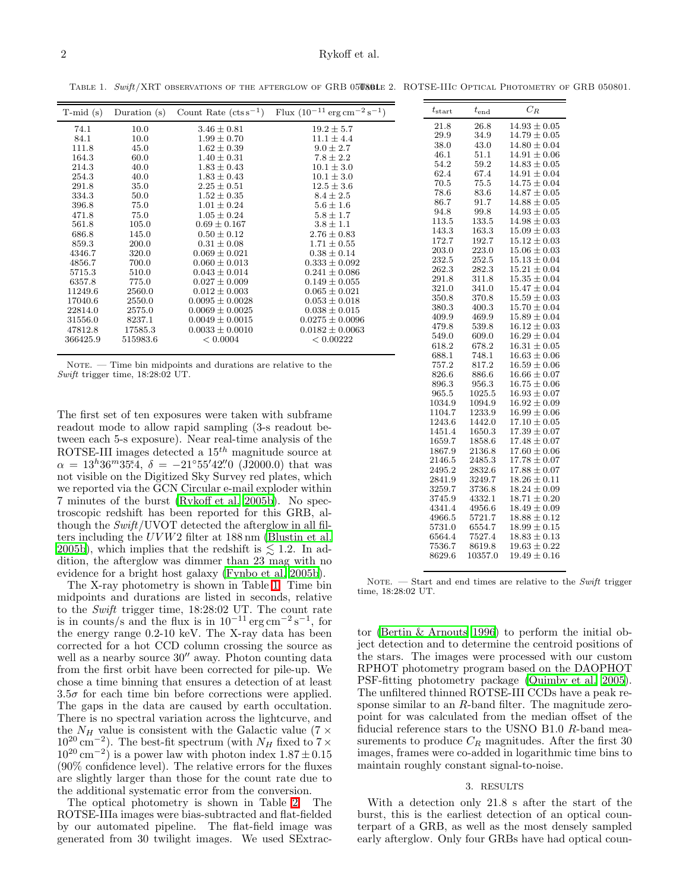Table 1. *Swift*/XRT observations of the afterglow of GRB 050801.

| T-mid (s) | Duration (s) | Count Rate ($\mathrm{cts\,s^{-1}}$) | Flux ($10^{-11}\,\mathrm{erg\,cm^{-2}\,s^{-1}}$) |
|---|---|---|---|
| 74.1 | 10.0 | $3.46 \pm 0.81$ | $19.2 \pm 5.7$ |
| 84.1 | 10.0 | $1.99 \pm 0.70$ | $11.1 \pm 4.4$ |
| 111.8 | 45.0 | $1.62 \pm 0.39$ | $9.0 \pm 2.7$ |
| 164.3 | 60.0 | $1.40 \pm 0.31$ | $7.8 \pm 2.2$ |
| 214.3 | 40.0 | $1.83 \pm 0.43$ | $10.1 \pm 3.0$ |
| 254.3 | 40.0 | $1.83 \pm 0.43$ | $10.1 \pm 3.0$ |
| 291.8 | 35.0 | $2.25 \pm 0.51$ | $12.5 \pm 3.6$ |
| 334.3 | 50.0 | $1.52 \pm 0.35$ | $8.4 \pm 2.5$ |
| 396.8 | 75.0 | $1.01 \pm 0.24$ | $5.6 \pm 1.6$ |
| 471.8 | 75.0 | $1.05 \pm 0.24$ | $5.8 \pm 1.7$ |
| 561.8 | 105.0 | $0.69 \pm 0.167$ | $3.8 \pm 1.1$ |
| 686.8 | 145.0 | $0.50 \pm 0.12$ | $2.76 \pm 0.83$ |
| 859.3 | 200.0 | $0.31 \pm 0.08$ | $1.71 \pm 0.55$ |
| 4346.7 | 320.0 | $0.069 \pm 0.021$ | $0.38 \pm 0.14$ |
| 4856.7 | 700.0 | $0.060 \pm 0.013$ | $0.333 \pm 0.092$ |
| 5715.3 | 510.0 | $0.043 \pm 0.014$ | $0.241 \pm 0.086$ |
| 6357.8 | 775.0 | $0.027 \pm 0.009$ | $0.149 \pm 0.055$ |
| 11249.6 | 2560.0 | $0.012 \pm 0.003$ | $0.065 \pm 0.021$ |
| 17040.6 | 2550.0 | $0.0095 \pm 0.0028$ | $0.053 \pm 0.018$ |
| 22814.0 | 2575.0 | $0.0069 \pm 0.0025$ | $0.038 \pm 0.015$ |
| 31556.0 | 8237.1 | $0.0049 \pm 0.0015$ | $0.0275 \pm 0.0096$ |
| 47812.8 | 17585.3 | $0.0033 \pm 0.0010$ | $0.0182 \pm 0.0063$ |
| 366425.9 | 515983.6 | $< 0.0004$ | $< 0.00222$ |

Note. — Time bin midpoints and durations are relative to the *Swift* trigger time, 18:28:02 UT.

Table 2. ROTSE-IIIc Optical Photometry of GRB 050801.

| $t_{\rm start}$ | $t_{\rm end}$ | $C_R$ |
|---|---|---|
| 21.8 | 26.8 | $14.93 \pm 0.05$ |
| 29.9 | 34.9 | $14.79 \pm 0.05$ |
| 38.0 | 43.0 | $14.80 \pm 0.04$ |
| 46.1 | 51.1 | $14.91 \pm 0.06$ |
| 54.2 | 59.2 | $14.83 \pm 0.05$ |
| 62.4 | 67.4 | $14.91 \pm 0.04$ |
| 70.5 | 75.5 | $14.75 \pm 0.04$ |
| 78.6 | 83.6 | $14.87 \pm 0.05$ |
| 86.7 | 91.7 | $14.88 \pm 0.05$ |
| 94.8 | 99.8 | $14.93 \pm 0.05$ |
| 113.5 | 133.5 | $14.98 \pm 0.03$ |
| 143.3 | 163.3 | $15.09 \pm 0.03$ |
| 172.7 | 192.7 | $15.12 \pm 0.03$ |
| 203.0 | 223.0 | $15.06 \pm 0.03$ |
| 232.5 | 252.5 | $15.13 \pm 0.04$ |
| 262.3 | 282.3 | $15.21 \pm 0.04$ |
| 291.8 | 311.8 | $15.35 \pm 0.04$ |
| 321.0 | 341.0 | $15.47 \pm 0.04$ |
| 350.8 | 370.8 | $15.59 \pm 0.03$ |
| 380.3 | 400.3 | $15.70 \pm 0.04$ |
| 409.9 | 469.9 | $15.89 \pm 0.04$ |
| 479.8 | 539.8 | $16.12 \pm 0.03$ |
| 549.0 | 609.0 | $16.29 \pm 0.04$ |
| 618.2 | 678.2 | $16.31 \pm 0.05$ |
| 688.1 | 748.1 | $16.63 \pm 0.06$ |
| 757.2 | 817.2 | $16.59 \pm 0.06$ |
| 826.6 | 886.6 | $16.66 \pm 0.07$ |
| 896.3 | 956.3 | $16.75 \pm 0.06$ |
| 965.5 | 1025.5 | $16.93 \pm 0.07$ |
| 1034.9 | 1094.9 | $16.92 \pm 0.09$ |
| 1104.7 | 1233.9 | $16.99 \pm 0.06$ |
| 1243.6 | 1442.0 | $17.10 \pm 0.05$ |
| 1451.4 | 1650.3 | $17.39 \pm 0.07$ |
| 1659.7 | 1858.6 | $17.48 \pm 0.07$ |
| 1867.9 | 2136.8 | $17.60 \pm 0.06$ |
| 2146.5 | 2485.3 | $17.78 \pm 0.07$ |
| 2495.2 | 2832.6 | $17.88 \pm 0.07$ |
| 2841.9 | 3249.7 | $18.26 \pm 0.11$ |
| 3259.7 | 3736.8 | $18.24 \pm 0.09$ |
| 3745.9 | 4332.1 | $18.71 \pm 0.20$ |
| 4341.4 | 4956.6 | $18.49 \pm 0.09$ |
| 4966.5 | 5721.7 | $18.88 \pm 0.12$ |
| 5731.0 | 6554.7 | $18.99 \pm 0.15$ |
| 6564.4 | 7527.4 | $18.83 \pm 0.13$ |
| 7536.7 | 8619.8 | $19.63 \pm 0.22$ |
| 8629.6 | 10357.0 | $19.49 \pm 0.16$ |

Note. — Start and end times are relative to the *Swift* trigger time, 18:28:02 UT.

The first set of ten exposures were taken with subframe readout mode to allow rapid sampling (3-s readout between each 5-s exposure). Near real-time analysis of the ROTSE-III images detected a $15^{th}$ magnitude source at $\alpha = 13^h36^m35\overset{s}{.}4$, $\delta = -21°55'42\overset{''}{.}0$ (J2000.0) that was not visible on the Digitized Sky Survey red plates, which we reported via the GCN Circular e-mail exploder within 7 minutes of the burst (Rykoff et al. 2005b). No spectroscopic redshift has been reported for this GRB, although the *Swift*/UVOT detected the afterglow in all filters including the $UVW2$ filter at 188 nm (Blustin et al. 2005b), which implies that the redshift is $\lesssim 1.2$. In addition, the afterglow was dimmer than 23 mag with no evidence for a bright host galaxy (Fynbo et al. 2005b).

The X-ray photometry is shown in Table 1. Time bin midpoints and durations are listed in seconds, relative to the *Swift* trigger time, 18:28:02 UT. The count rate is in counts/s and the flux is in $10^{-11}\,\mathrm{erg\,cm^{-2}\,s^{-1}}$, for the energy range 0.2-10 keV. The X-ray data has been corrected for a hot CCD column crossing the source as well as a nearby source 30″ away. Photon counting data from the first orbit have been corrected for pile-up. We chose a time binning that ensures a detection of at least $3.5\sigma$ for each time bin before corrections were applied. The gaps in the data are caused by earth occultation. There is no spectral variation across the lightcurve, and the $N_H$ value is consistent with the Galactic value ($7 \times 10^{20}\,\mathrm{cm^{-2}}$). The best-fit spectrum (with $N_H$ fixed to $7 \times 10^{20}\,\mathrm{cm^{-2}}$) is a power law with photon index $1.87 \pm 0.15$ (90% confidence level). The relative errors for the fluxes are slightly larger than those for the count rate due to the additional systematic error from the conversion.

The optical photometry is shown in Table 2. The ROTSE-IIIa images were bias-subtracted and flat-fielded by our automated pipeline. The flat-field image was generated from 30 twilight images. We used SExtractor (Bertin & Arnouts 1996) to perform the initial object detection and to determine the centroid positions of the stars. The images were processed with our custom RPHOT photometry program based on the DAOPHOT PSF-fitting photometry package (Quimby et al. 2005). The unfiltered thinned ROTSE-III CCDs have a peak response similar to an $R$-band filter. The magnitude zeropoint for was calculated from the median offset of the fiducial reference stars to the USNO B1.0 $R$-band measurements to produce $C_R$ magnitudes. After the first 30 images, frames were co-added in logarithmic time bins to maintain roughly constant signal-to-noise.

## 3. RESULTS

With a detection only 21.8 s after the start of the burst, this is the earliest detection of an optical counterpart of a GRB, as well as the most densely sampled early afterglow. Only four GRBs have had optical coun-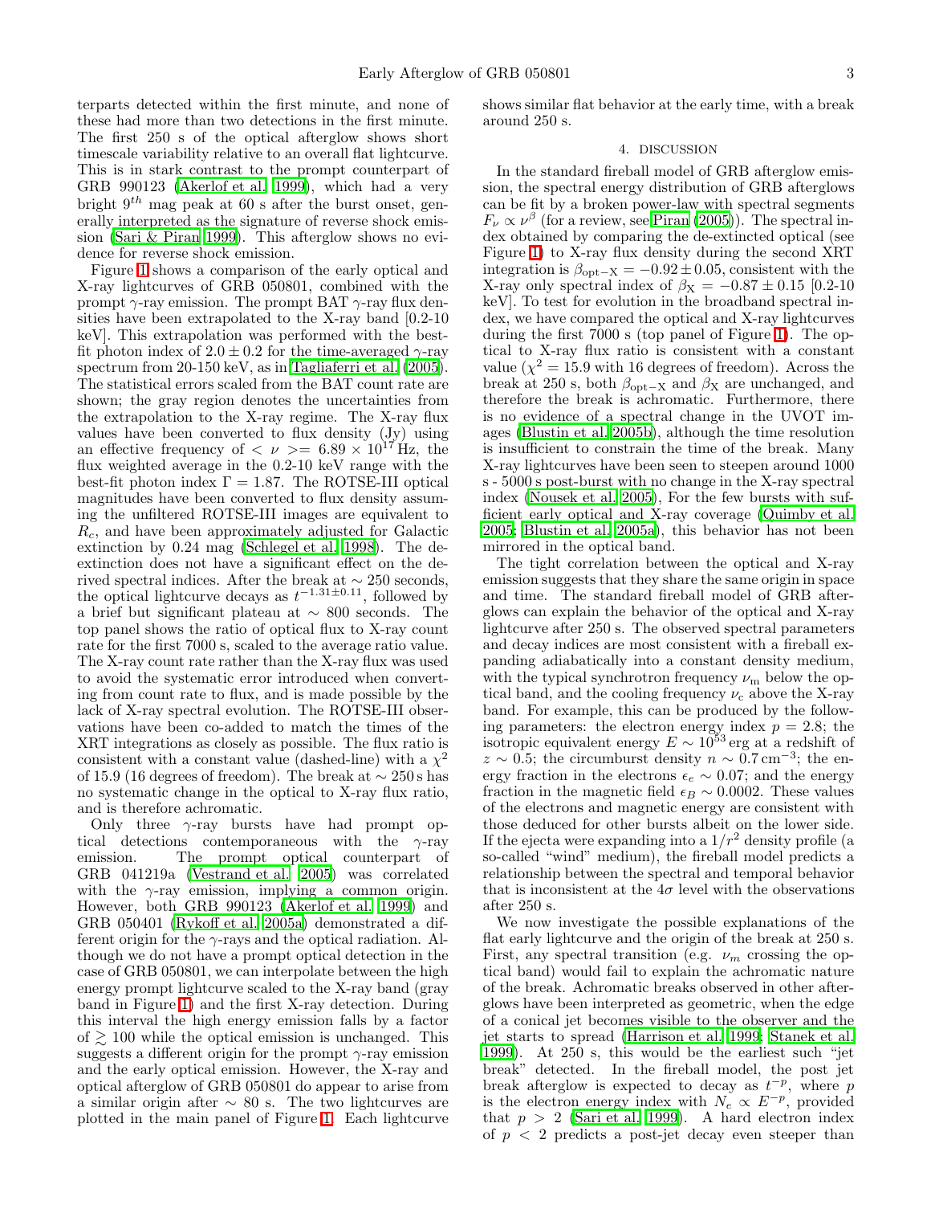terparts detected within the first minute, and none of these had more than two detections in the first minute. The first 250 s of the optical afterglow shows short timescale variability relative to an overall flat lightcurve. This is in stark contrast to the prompt counterpart of GRB 990123 (Akerlof et al. 1999), which had a very bright $9^{th}$ mag peak at 60 s after the burst onset, generally interpreted as the signature of reverse shock emission (Sari & Piran 1999). This afterglow shows no evidence for reverse shock emission.

Figure 1 shows a comparison of the early optical and X-ray lightcurves of GRB 050801, combined with the prompt $\gamma$-ray emission. The prompt BAT $\gamma$-ray flux densities have been extrapolated to the X-ray band [0.2-10 keV]. This extrapolation was performed with the best-fit photon index of $2.0 \pm 0.2$ for the time-averaged $\gamma$-ray spectrum from 20-150 keV, as in Tagliaferri et al. (2005). The statistical errors scaled from the BAT count rate are shown; the gray region denotes the uncertainties from the extrapolation to the X-ray regime. The X-ray flux values have been converted to flux density (Jy) using an effective frequency of $<\nu> = 6.89 \times 10^{17}$ Hz, the flux weighted average in the 0.2-10 keV range with the best-fit photon index $\Gamma = 1.87$. The ROTSE-III optical magnitudes have been converted to flux density assuming the unfiltered ROTSE-III images are equivalent to $R_c$, and have been approximately adjusted for Galactic extinction by 0.24 mag (Schlegel et al. 1998). The de-extinction does not have a significant effect on the derived spectral indices. After the break at $\sim 250$ seconds, the optical lightcurve decays as $t^{-1.31\pm0.11}$, followed by a brief but significant plateau at $\sim 800$ seconds. The top panel shows the ratio of optical flux to X-ray count rate for the first 7000 s, scaled to the average ratio value. The X-ray count rate rather than the X-ray flux was used to avoid the systematic error introduced when converting from count rate to flux, and is made possible by the lack of X-ray spectral evolution. The ROTSE-III observations have been co-added to match the times of the XRT integrations as closely as possible. The flux ratio is consistent with a constant value (dashed-line) with a $\chi^2$ of 15.9 (16 degrees of freedom). The break at $\sim 250$ s has no systematic change in the optical to X-ray flux ratio, and is therefore achromatic.

Only three $\gamma$-ray bursts have had prompt optical detections contemporaneous with the $\gamma$-ray emission. The prompt optical counterpart of GRB 041219a (Vestrand et al. 2005) was correlated with the $\gamma$-ray emission, implying a common origin. However, both GRB 990123 (Akerlof et al. 1999) and GRB 050401 (Rykoff et al. 2005a) demonstrated a different origin for the $\gamma$-rays and the optical radiation. Although we do not have a prompt optical detection in the case of GRB 050801, we can interpolate between the high energy prompt lightcurve scaled to the X-ray band (gray band in Figure 1) and the first X-ray detection. During this interval the high energy emission falls by a factor of $\gtrsim 100$ while the optical emission is unchanged. This suggests a different origin for the prompt $\gamma$-ray emission and the early optical emission. However, the X-ray and optical afterglow of GRB 050801 do appear to arise from a similar origin after $\sim 80$ s. The two lightcurves are plotted in the main panel of Figure 1. Each lightcurve shows similar flat behavior at the early time, with a break around 250 s.

## 4. DISCUSSION

In the standard fireball model of GRB afterglow emission, the spectral energy distribution of GRB afterglows can be fit by a broken power-law with spectral segments $F_\nu \propto \nu^\beta$ (for a review, see Piran (2005)). The spectral index obtained by comparing the de-extincted optical (see Figure 1) to X-ray flux density during the second XRT integration is $\beta_{\rm opt-X} = -0.92 \pm 0.05$, consistent with the X-ray only spectral index of $\beta_{\rm X} = -0.87 \pm 0.15$ [0.2-10 keV]. To test for evolution in the broadband spectral index, we have compared the optical and X-ray lightcurves during the first 7000 s (top panel of Figure 1). The optical to X-ray flux ratio is consistent with a constant value ($\chi^2 = 15.9$ with 16 degrees of freedom). Across the break at 250 s, both $\beta_{\rm opt-X}$ and $\beta_{\rm X}$ are unchanged, and therefore the break is achromatic. Furthermore, there is no evidence of a spectral change in the UVOT images (Blustin et al. 2005b), although the time resolution is insufficient to constrain the time of the break. Many X-ray lightcurves have been seen to steepen around 1000 s - 5000 s post-burst with no change in the X-ray spectral index (Nousek et al. 2005), For the few bursts with sufficient early optical and X-ray coverage (Quimby et al. 2005; Blustin et al. 2005a), this behavior has not been mirrored in the optical band.

The tight correlation between the optical and X-ray emission suggests that they share the same origin in space and time. The standard fireball model of GRB afterglows can explain the behavior of the optical and X-ray lightcurve after 250 s. The observed spectral parameters and decay indices are most consistent with a fireball expanding adiabatically into a constant density medium, with the typical synchrotron frequency $\nu_{\rm m}$ below the optical band, and the cooling frequency $\nu_{\rm c}$ above the X-ray band. For example, this can be produced by the following parameters: the electron energy index $p = 2.8$; the isotropic equivalent energy $E \sim 10^{53}$ erg at a redshift of $z \sim 0.5$; the circumburst density $n \sim 0.7\,{\rm cm}^{-3}$; the energy fraction in the electrons $\epsilon_e \sim 0.07$; and the energy fraction in the magnetic field $\epsilon_B \sim 0.0002$. These values of the electrons and magnetic energy are consistent with those deduced for other bursts albeit on the lower side. If the ejecta were expanding into a $1/r^2$ density profile (a so-called "wind" medium), the fireball model predicts a relationship between the spectral and temporal behavior that is inconsistent at the $4\sigma$ level with the observations after 250 s.

We now investigate the possible explanations of the flat early lightcurve and the origin of the break at 250 s. First, any spectral transition (e.g. $\nu_m$ crossing the optical band) would fail to explain the achromatic nature of the break. Achromatic breaks observed in other afterglows have been interpreted as geometric, when the edge of a conical jet becomes visible to the observer and the jet starts to spread (Harrison et al. 1999; Stanek et al. 1999). At 250 s, this would be the earliest such "jet break" detected. In the fireball model, the post jet break afterglow is expected to decay as $t^{-p}$, where $p$ is the electron energy index with $N_e \propto E^{-p}$, provided that $p > 2$ (Sari et al. 1999). A hard electron index of $p < 2$ predicts a post-jet decay even steeper than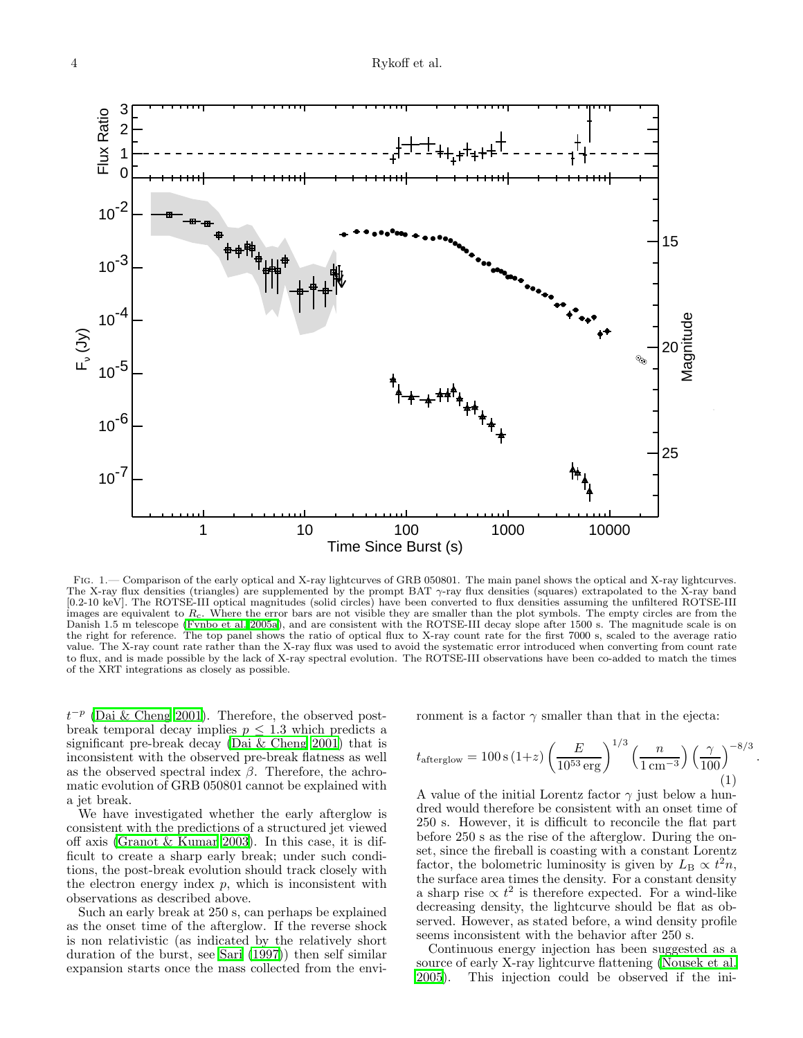FIG. 1.— Comparison of the early optical and X-ray lightcurves of GRB 050801. The main panel shows the optical and X-ray lightcurves. The X-ray flux densities (triangles) are supplemented by the prompt BAT $\gamma$-ray flux densities (squares) extrapolated to the X-ray band [0.2-10 keV]. The ROTSE-III optical magnitudes (solid circles) have been converted to flux densities assuming the unfiltered ROTSE-III images are equivalent to $R_c$. Where the error bars are not visible they are smaller than the plot symbols. The empty circles are from the Danish 1.5 m telescope (Fynbo et al. 2005a), and are consistent with the ROTSE-III decay slope after 1500 s. The magnitude scale is on the right for reference. The top panel shows the ratio of optical flux to X-ray count rate for the first 7000 s, scaled to the average ratio value. The X-ray count rate rather than the X-ray flux was used to avoid the systematic error introduced when converting from count rate to flux, and is made possible by the lack of X-ray spectral evolution. The ROTSE-III observations have been co-added to match the times of the XRT integrations as closely as possible.

$t^{-p}$ (Dai & Cheng 2001). Therefore, the observed post-break temporal decay implies $p \lesssim 1.3$ which predicts a significant pre-break decay (Dai & Cheng 2001) that is inconsistent with the observed pre-break flatness as well as the observed spectral index $\beta$. Therefore, the achromatic evolution of GRB 050801 cannot be explained with a jet break.

We have investigated whether the early afterglow is consistent with the predictions of a structured jet viewed off axis (Granot & Kumar 2003). In this case, it is difficult to create a sharp early break; under such conditions, the post-break evolution should track closely with the electron energy index $p$, which is inconsistent with observations as described above.

Such an early break at 250 s, can perhaps be explained as the onset time of the afterglow. If the reverse shock is non relativistic (as indicated by the relatively short duration of the burst, see Sari (1997)) then self similar expansion starts once the mass collected from the environment is a factor $\gamma$ smaller than that in the ejecta:

$$t_{\rm afterglow} = 100\,{\rm s}\,(1+z)\left(\frac{E}{10^{53}\,{\rm erg}}\right)^{1/3}\left(\frac{n}{1\,{\rm cm}^{-3}}\right)\left(\frac{\gamma}{100}\right)^{-8/3}. \quad (1)$$

A value of the initial Lorentz factor $\gamma$ just below a hundred would therefore be consistent with an onset time of 250 s. However, it is difficult to reconcile the flat part before 250 s as the rise of the afterglow. During the onset, since the fireball is coasting with a constant Lorentz factor, the bolometric luminosity is given by $L_{\rm B} \propto t^2 n$, the surface area times the density. For a constant density a sharp rise $\propto t^2$ is therefore expected. For a wind-like decreasing density, the lightcurve should be flat as observed. However, as stated before, a wind density profile seems inconsistent with the behavior after 250 s.

Continuous energy injection has been suggested as a source of early X-ray lightcurve flattening (Nousek et al. 2005). This injection could be observed if the ini-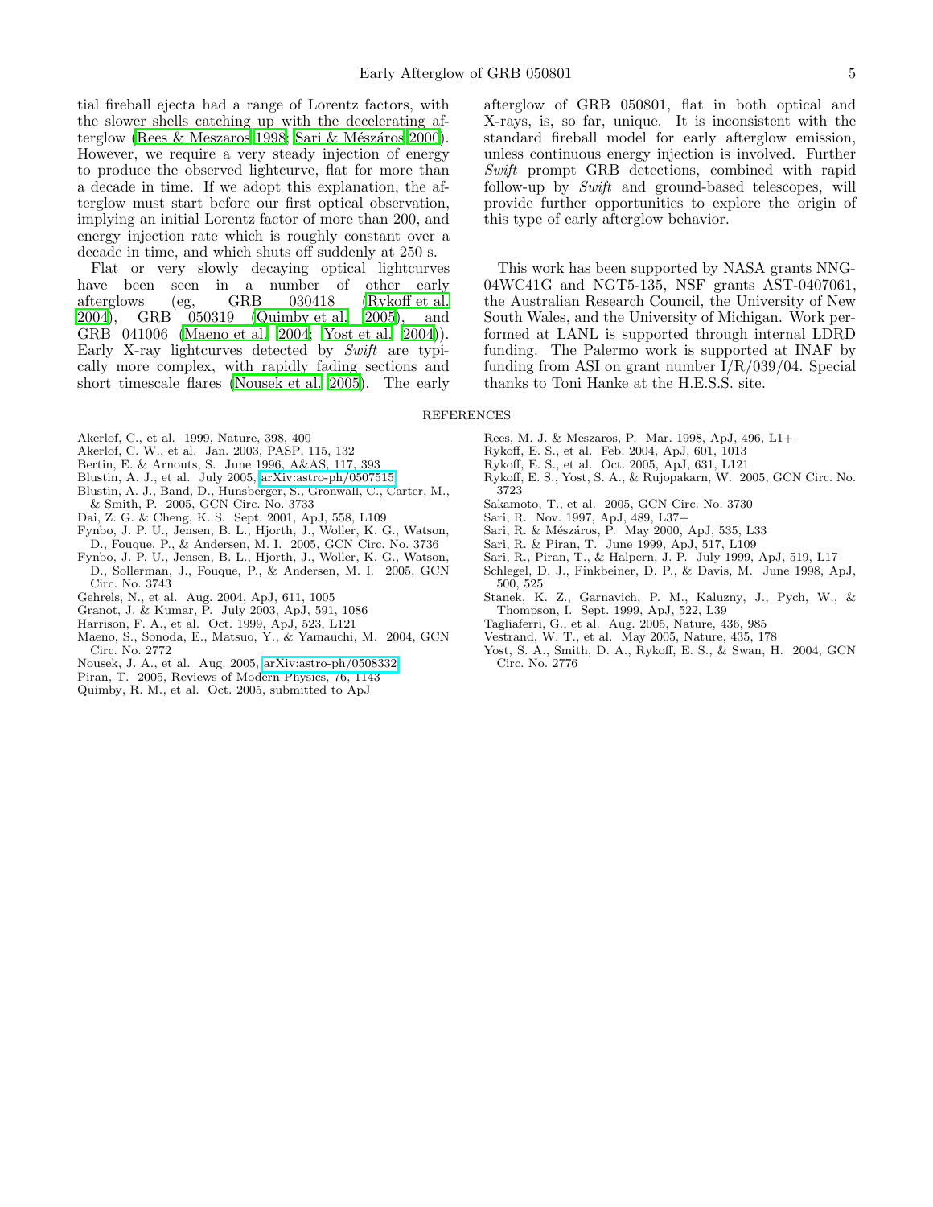tial fireball ejecta had a range of Lorentz factors, with the slower shells catching up with the decelerating afterglow (Rees & Meszaros 1998; Sari & Mészáros 2000). However, we require a very steady injection of energy to produce the observed lightcurve, flat for more than a decade in time. If we adopt this explanation, the afterglow must start before our first optical observation, implying an initial Lorentz factor of more than 200, and energy injection rate which is roughly constant over a decade in time, and which shuts off suddenly at 250 s.

Flat or very slowly decaying optical lightcurves have been seen in a number of other early afterglows (eg, GRB 030418 (Rykoff et al. 2004), GRB 050319 (Quimby et al. 2005), and GRB 041006 (Maeno et al. 2004; Yost et al. 2004)). Early X-ray lightcurves detected by *Swift* are typically more complex, with rapidly fading sections and short timescale flares (Nousek et al. 2005). The early afterglow of GRB 050801, flat in both optical and X-rays, is, so far, unique. It is inconsistent with the standard fireball model for early afterglow emission, unless continuous energy injection is involved. Further *Swift* prompt GRB detections, combined with rapid follow-up by *Swift* and ground-based telescopes, will provide further opportunities to explore the origin of this type of early afterglow behavior.

This work has been supported by NASA grants NNG-04WC41G and NGT5-135, NSF grants AST-0407061, the Australian Research Council, the University of New South Wales, and the University of Michigan. Work performed at LANL is supported through internal LDRD funding. The Palermo work is supported at INAF by funding from ASI on grant number I/R/039/04. Special thanks to Toni Hanke at the H.E.S.S. site.

## REFERENCES

Akerlof, C., et al. 1999, Nature, 398, 400
Akerlof, C. W., et al. Jan. 2003, PASP, 115, 132
Bertin, E. & Arnouts, S. June 1996, A&AS, 117, 393
Blustin, A. J., et al. July 2005, arXiv:astro-ph/0507515
Blustin, A. J., Band, D., Hunsberger, S., Gronwall, C., Carter, M., & Smith, P. 2005, GCN Circ. No. 3733
Dai, Z. G. & Cheng, K. S. Sept. 2001, ApJ, 558, L109
Fynbo, J. P. U., Jensen, B. L., Hjorth, J., Woller, K. G., Watson, D., Fouque, P., & Andersen, M. I. 2005, GCN Circ. No. 3736
Fynbo, J. P. U., Jensen, B. L., Hjorth, J., Woller, K. G., Watson, D., Sollerman, J., Fouque, P., & Andersen, M. I. 2005, GCN Circ. No. 3743
Gehrels, N., et al. Aug. 2004, ApJ, 611, 1005
Granot, J. & Kumar, P. July 2003, ApJ, 591, 1086
Harrison, F. A., et al. Oct. 1999, ApJ, 523, L121
Maeno, S., Sonoda, E., Matsuo, Y., & Yamauchi, M. 2004, GCN Circ. No. 2772
Nousek, J. A., et al. Aug. 2005, arXiv:astro-ph/0508332
Piran, T. 2005, Reviews of Modern Physics, 76, 1143
Quimby, R. M., et al. Oct. 2005, submitted to ApJ
Rees, M. J. & Meszaros, P. Mar. 1998, ApJ, 496, L1+
Rykoff, E. S., et al. Feb. 2004, ApJ, 601, 1013
Rykoff, E. S., et al. Oct. 2005, ApJ, 631, L121
Rykoff, E. S., Yost, S. A., & Rujopakarn, W. 2005, GCN Circ. No. 3723
Sakamoto, T., et al. 2005, GCN Circ. No. 3730
Sari, R. Nov. 1997, ApJ, 489, L37+
Sari, R. & Mészáros, P. May 2000, ApJ, 535, L33
Sari, R. & Piran, T. June 1999, ApJ, 517, L109
Sari, R., Piran, T., & Halpern, J. P. July 1999, ApJ, 519, L17
Schlegel, D. J., Finkbeiner, D. P., & Davis, M. June 1998, ApJ, 500, 525
Stanek, K. Z., Garnavich, P. M., Kaluzny, J., Pych, W., & Thompson, I. Sept. 1999, ApJ, 522, L39
Tagliaferri, G., et al. Aug. 2005, Nature, 436, 985
Vestrand, W. T., et al. May 2005, Nature, 435, 178
Yost, S. A., Smith, D. A., Rykoff, E. S., & Swan, H. 2004, GCN Circ. No. 2776